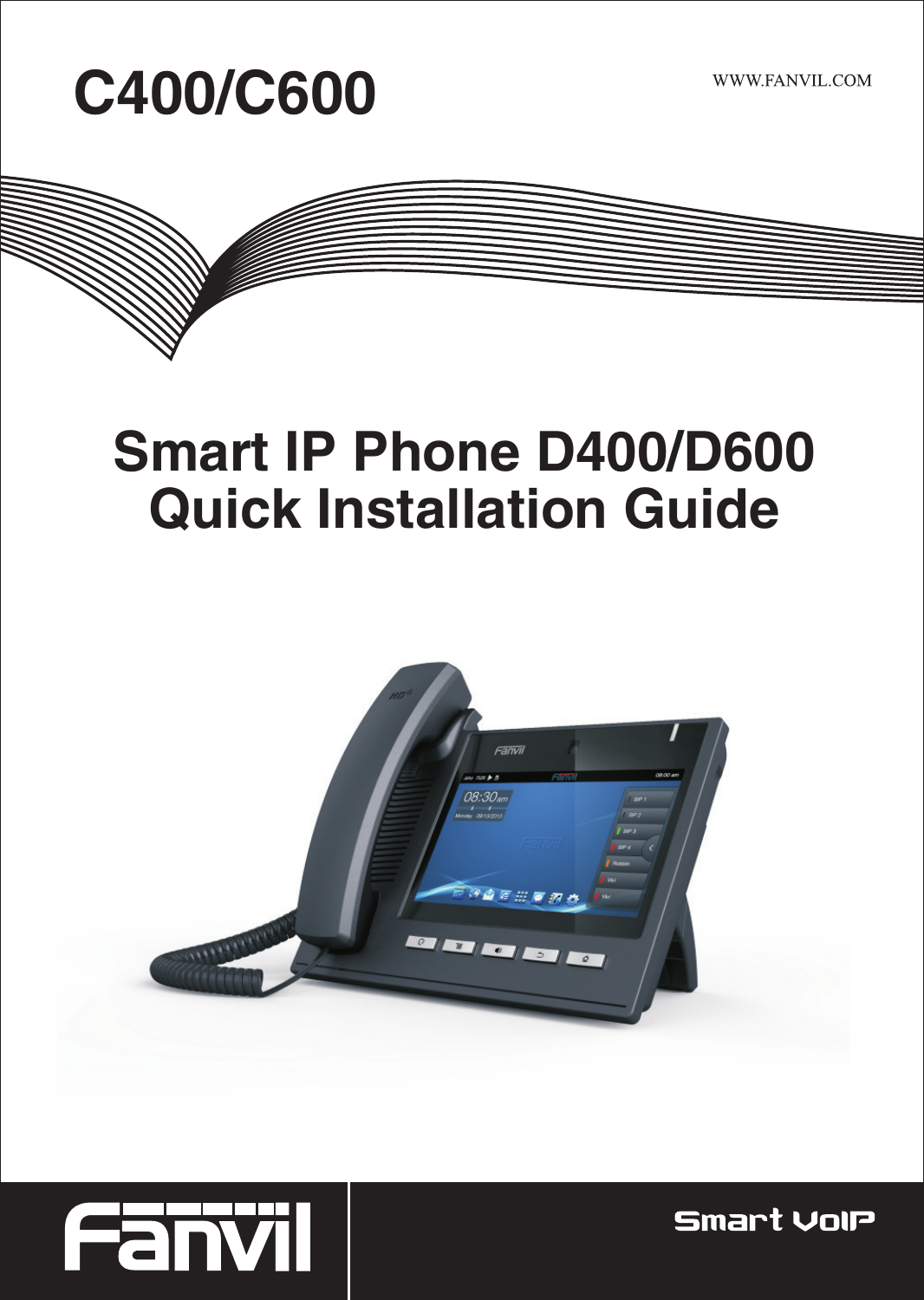# C400/C600

WWW.FANVIL.COM

# Smart IP Phone D400/D600
# Quick Installation Guide

Fanvil

Smart VoIP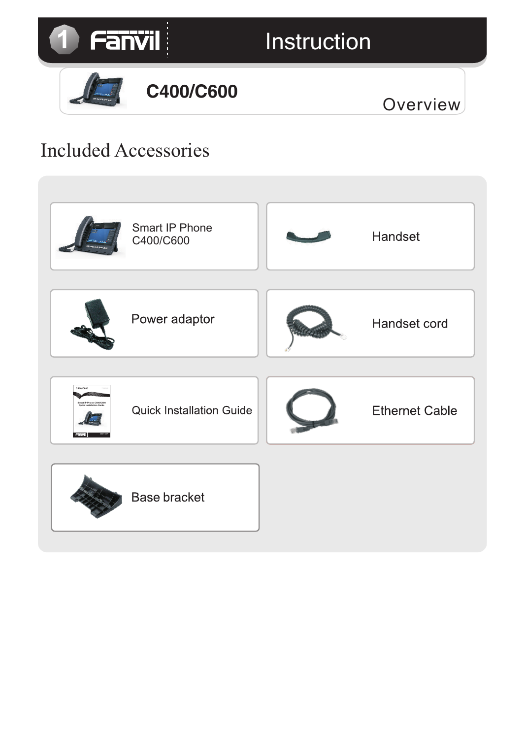# Instruction

## C400/C600

Overview

## Included Accessories

- Smart IP Phone C400/C600
- Handset
- Power adaptor
- Handset cord
- Quick Installation Guide
- Ethernet Cable
- Base bracket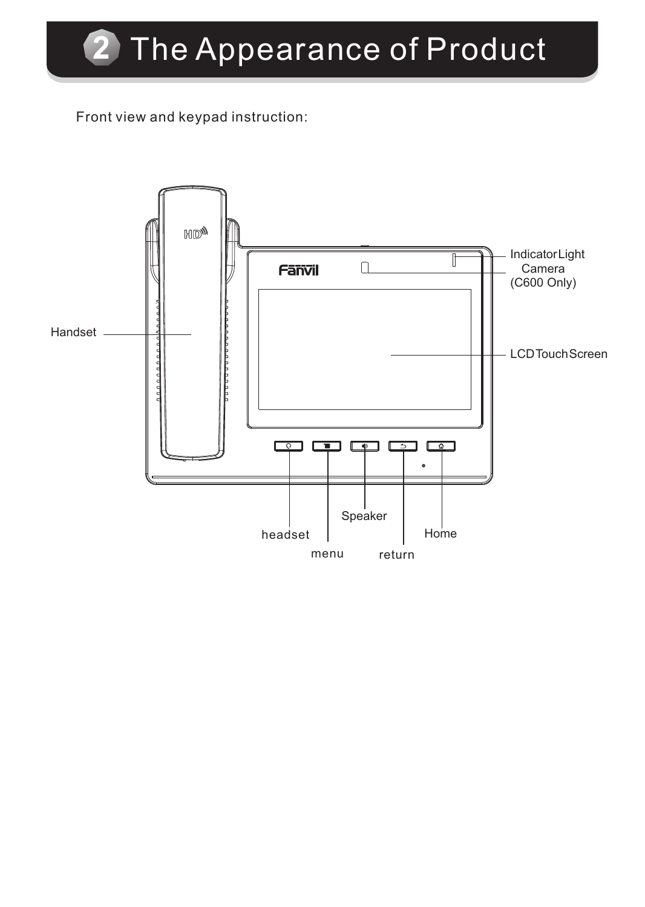# 2 The Appearance of Product

Front view and keypad instruction:

Handset

Indicator Light

Camera
(C600 Only)

LCD Touch Screen

headset

menu

Speaker

return

Home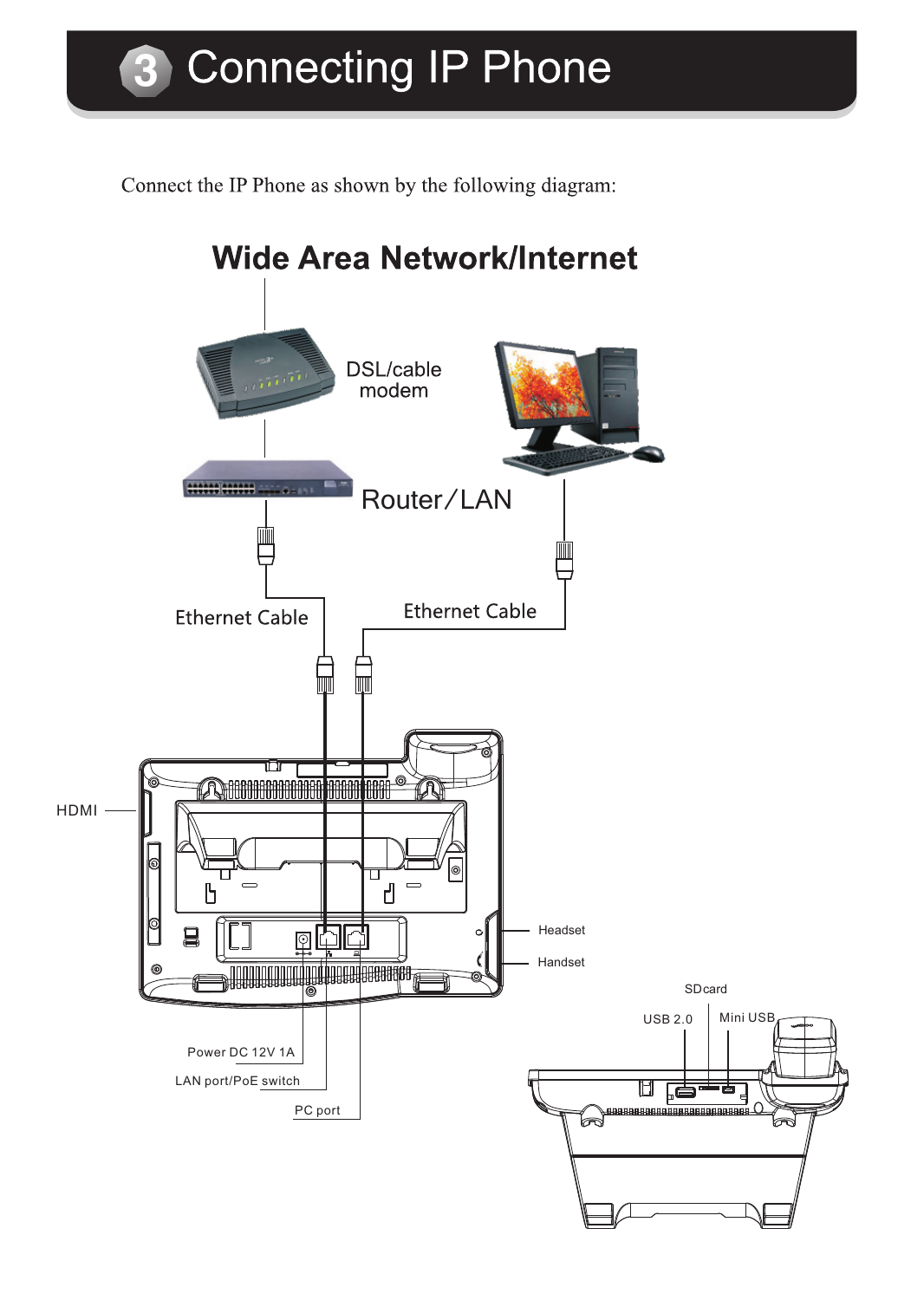# 3 Connecting IP Phone

Connect the IP Phone as shown by the following diagram:

Wide Area Network/Internet

DSL/cable modem

Router/LAN

Ethernet Cable

Ethernet Cable

HDMI

Headset

Handset

Power DC 12V 1A

LAN port/PoE switch

PC port

SD card

USB 2.0

Mini USB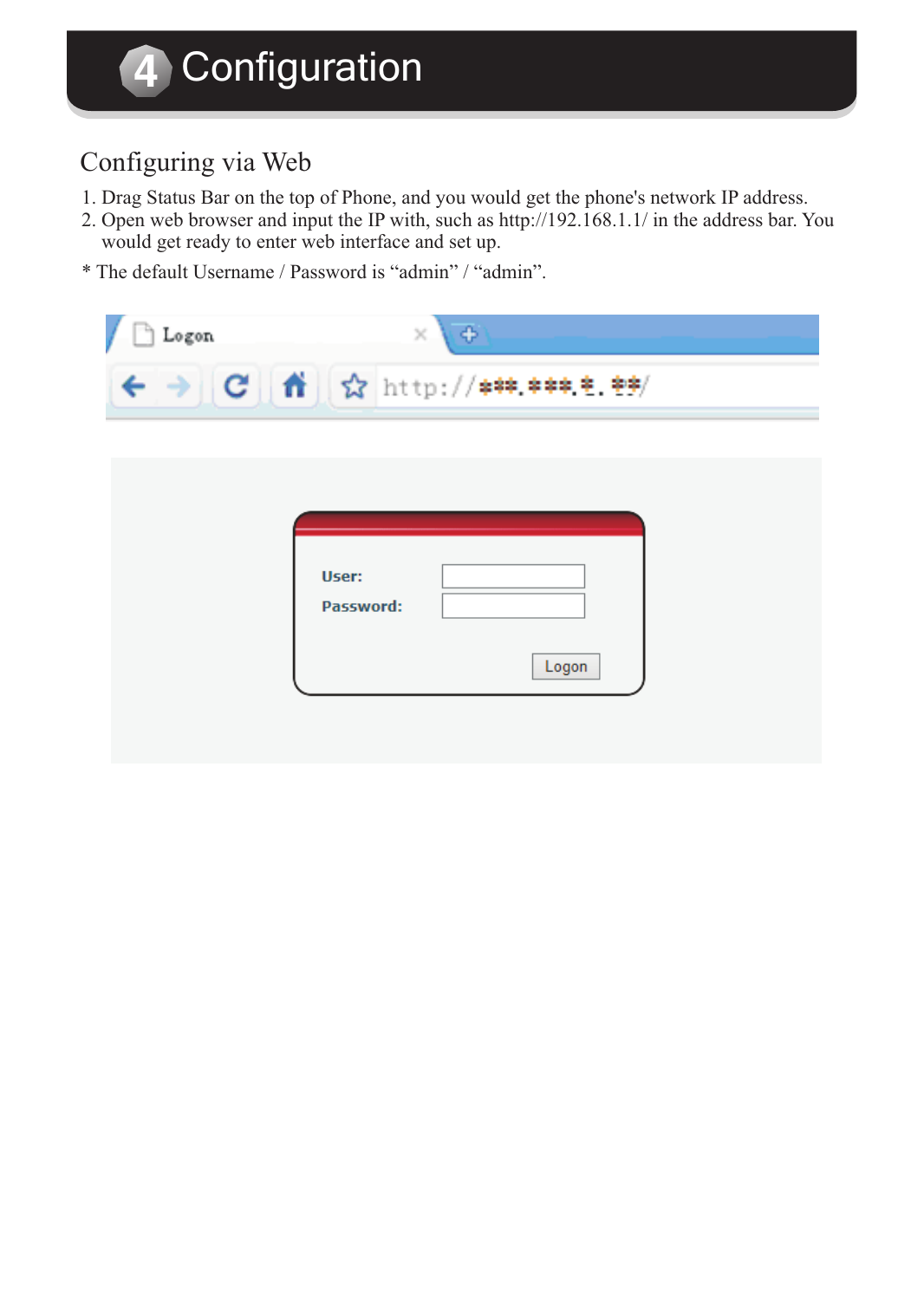# 4 Configuration

## Configuring via Web

1. Drag Status Bar on the top of Phone, and you would get the phone's network IP address.
2. Open web browser and input the IP with, such as http://192.168.1.1/ in the address bar. You would get ready to enter web interface and set up.

* The default Username / Password is “admin” / “admin”.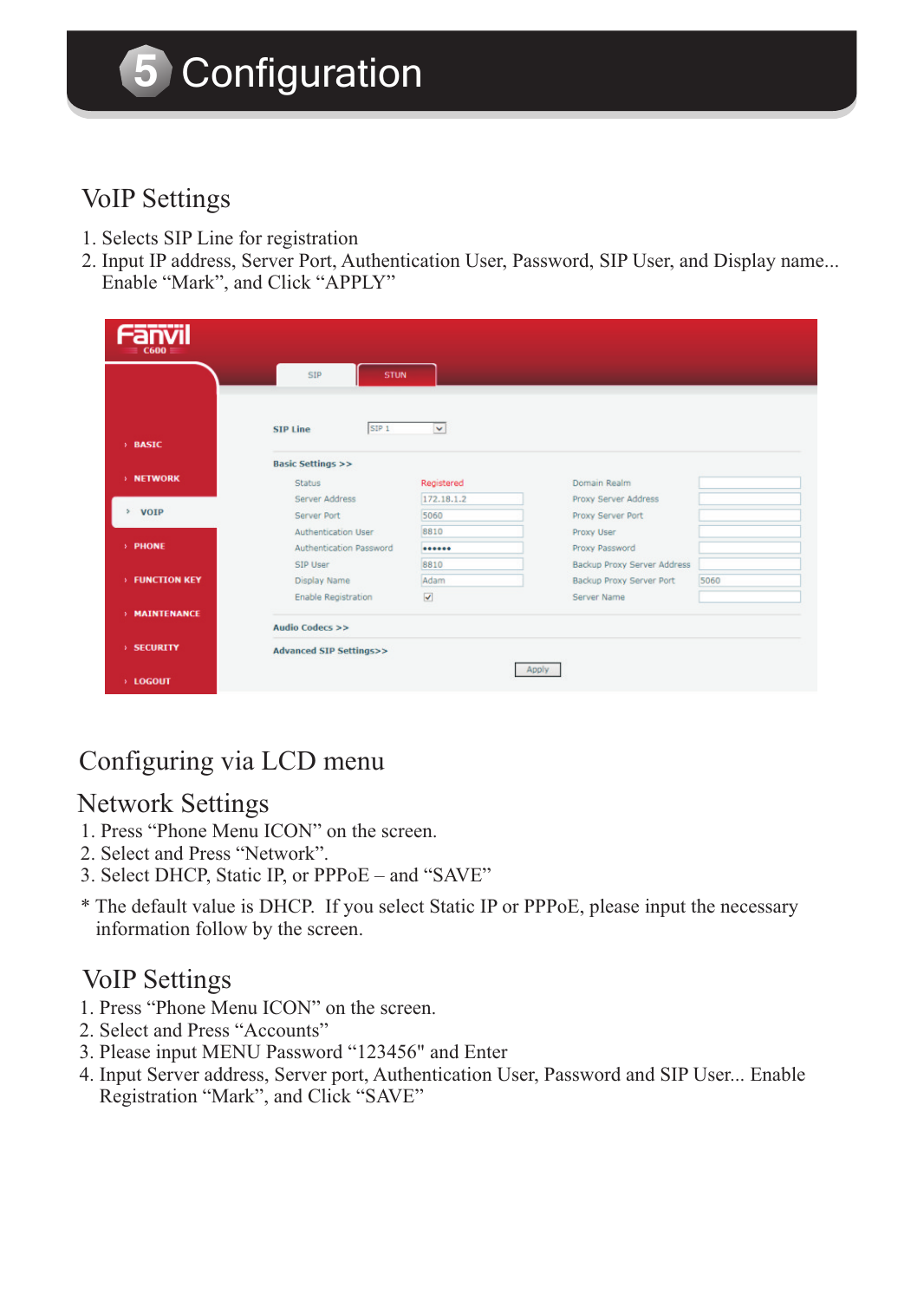# 5 Configuration

## VoIP Settings

1. Selects SIP Line for registration
2. Input IP address, Server Port, Authentication User, Password, SIP User, and Display name... Enable "Mark", and Click "APPLY"

## Configuring via LCD menu

### Network Settings

1. Press "Phone Menu ICON" on the screen.
2. Select and Press "Network".
3. Select DHCP, Static IP, or PPPoE – and "SAVE"

* The default value is DHCP. If you select Static IP or PPPoE, please input the necessary information follow by the screen.

### VoIP Settings

1. Press "Phone Menu ICON" on the screen.
2. Select and Press "Accounts"
3. Please input MENU Password "123456" and Enter
4. Input Server address, Server port, Authentication User, Password and SIP User... Enable Registration "Mark", and Click "SAVE"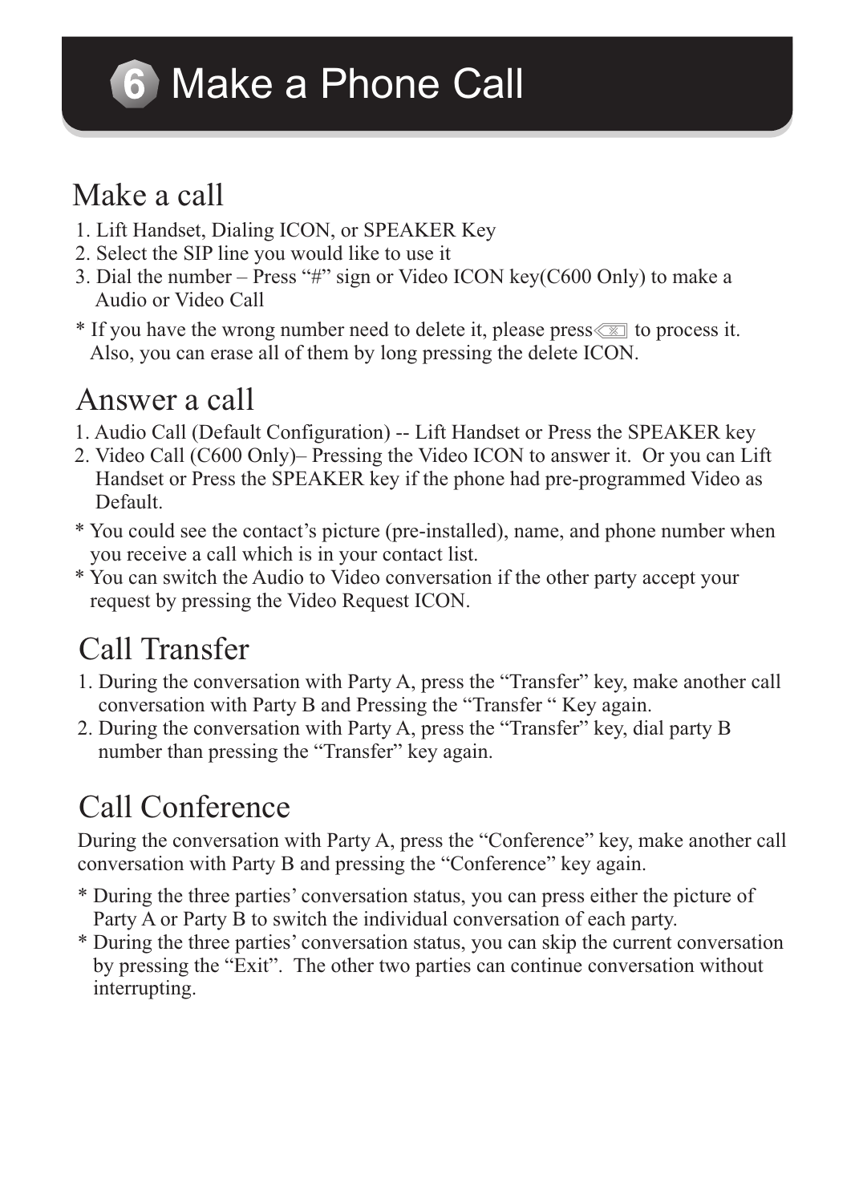# 6 Make a Phone Call

## Make a call

1. Lift Handset, Dialing ICON, or SPEAKER Key
2. Select the SIP line you would like to use it
3. Dial the number – Press "#" sign or Video ICON key(C600 Only) to make a Audio or Video Call

* If you have the wrong number need to delete it, please press ⌫ to process it. Also, you can erase all of them by long pressing the delete ICON.

## Answer a call

1. Audio Call (Default Configuration) -- Lift Handset or Press the SPEAKER key
2. Video Call (C600 Only)– Pressing the Video ICON to answer it. Or you can Lift Handset or Press the SPEAKER key if the phone had pre-programmed Video as Default.

* You could see the contact's picture (pre-installed), name, and phone number when you receive a call which is in your contact list.
* You can switch the Audio to Video conversation if the other party accept your request by pressing the Video Request ICON.

## Call Transfer

1. During the conversation with Party A, press the "Transfer" key, make another call conversation with Party B and Pressing the "Transfer " Key again.
2. During the conversation with Party A, press the "Transfer" key, dial party B number than pressing the "Transfer" key again.

## Call Conference

During the conversation with Party A, press the "Conference" key, make another call conversation with Party B and pressing the "Conference" key again.

* During the three parties' conversation status, you can press either the picture of Party A or Party B to switch the individual conversation of each party.
* During the three parties' conversation status, you can skip the current conversation by pressing the "Exit". The other two parties can continue conversation without interrupting.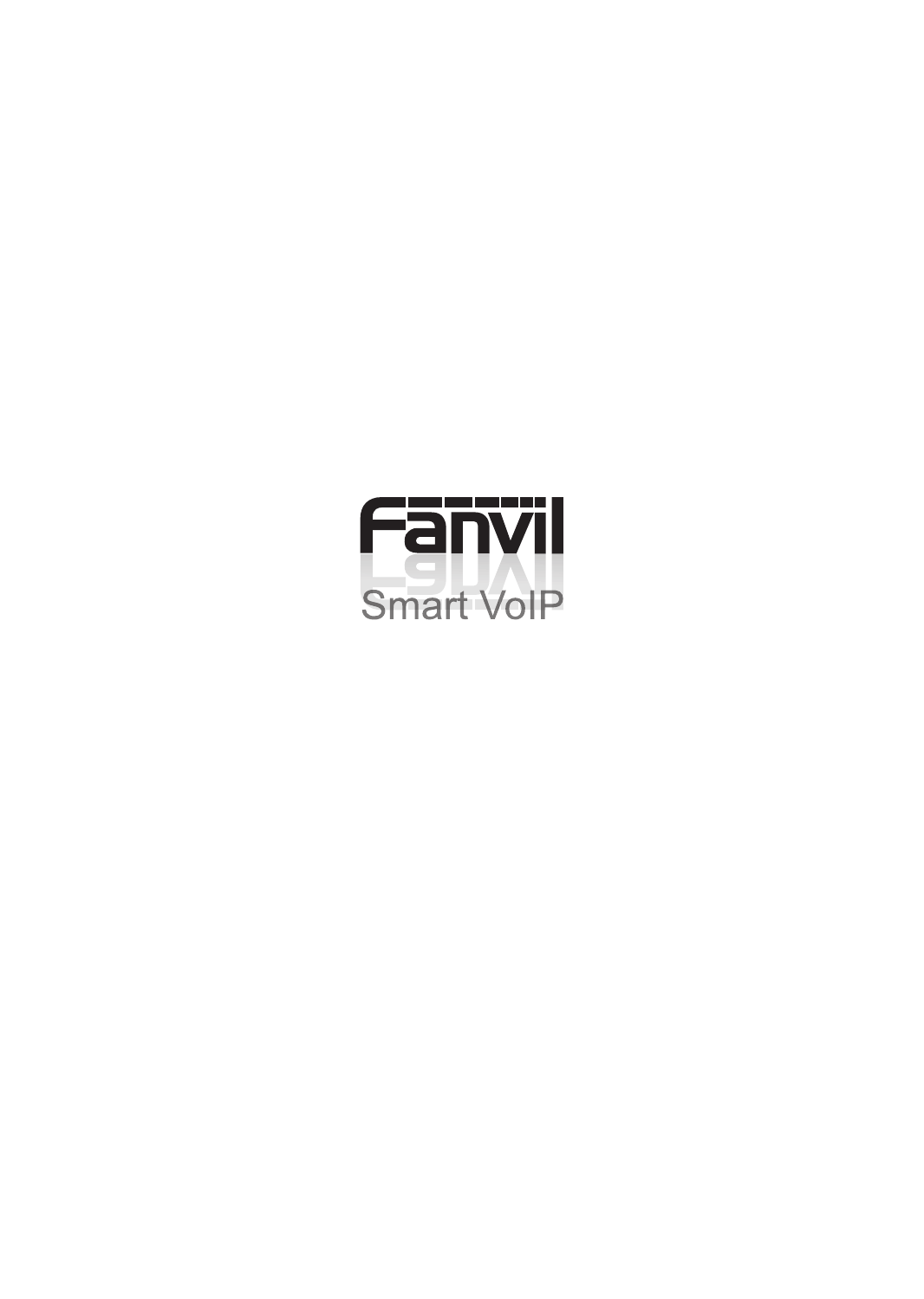Fanvil

Smart VoIP